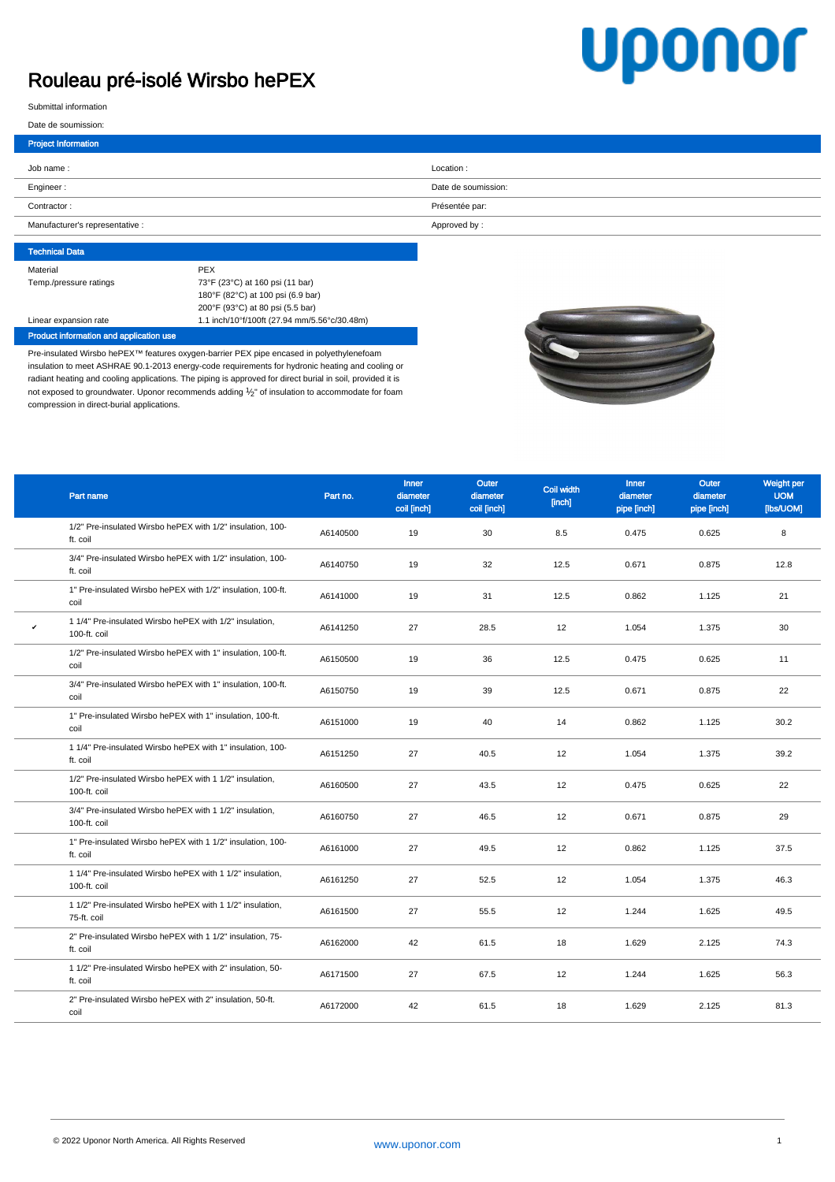# Rouleau pré-isolé Wirsbo hePEX

Submittal information

Date de soumission:

## Project Information

| | |
|---|---|
| Job name : | Location : |
| Engineer : | Date de soumission: |
| Contractor : | Présentée par: |
| Manufacturer's representative : | Approved by : |

## Technical Data

| | |
|---|---|
| Material | PEX |
| Temp./pressure ratings | 73°F (23°C) at 160 psi (11 bar)<br>180°F (82°C) at 100 psi (6.9 bar)<br>200°F (93°C) at 80 psi (5.5 bar) |
| Linear expansion rate | 1.1 inch/10°f/100ft (27.94 mm/5.56°c/30.48m) |

## Product information and application use

Pre-insulated Wirsbo hePEX™ features oxygen-barrier PEX pipe encased in polyethylenefoam insulation to meet ASHRAE 90.1-2013 energy-code requirements for hydronic heating and cooling or radiant heating and cooling applications. The piping is approved for direct burial in soil, provided it is not exposed to groundwater. Uponor recommends adding ½" of insulation to accommodate for foam compression in direct-burial applications.

| | Part name | Part no. | Inner diameter coil [inch] | Outer diameter coil [inch] | Coil width [inch] | Inner diameter pipe [inch] | Outer diameter pipe [inch] | Weight per UOM [lbs/UOM] |
|---|---|---|---|---|---|---|---|---|
| | 1/2" Pre-insulated Wirsbo hePEX with 1/2" insulation, 100-ft. coil | A6140500 | 19 | 30 | 8.5 | 0.475 | 0.625 | 8 |
| | 3/4" Pre-insulated Wirsbo hePEX with 1/2" insulation, 100-ft. coil | A6140750 | 19 | 32 | 12.5 | 0.671 | 0.875 | 12.8 |
| | 1" Pre-insulated Wirsbo hePEX with 1/2" insulation, 100-ft. coil | A6141000 | 19 | 31 | 12.5 | 0.862 | 1.125 | 21 |
| ✔ | 1 1/4" Pre-insulated Wirsbo hePEX with 1/2" insulation, 100-ft. coil | A6141250 | 27 | 28.5 | 12 | 1.054 | 1.375 | 30 |
| | 1/2" Pre-insulated Wirsbo hePEX with 1" insulation, 100-ft. coil | A6150500 | 19 | 36 | 12.5 | 0.475 | 0.625 | 11 |
| | 3/4" Pre-insulated Wirsbo hePEX with 1" insulation, 100-ft. coil | A6150750 | 19 | 39 | 12.5 | 0.671 | 0.875 | 22 |
| | 1" Pre-insulated Wirsbo hePEX with 1" insulation, 100-ft. coil | A6151000 | 19 | 40 | 14 | 0.862 | 1.125 | 30.2 |
| | 1 1/4" Pre-insulated Wirsbo hePEX with 1" insulation, 100-ft. coil | A6151250 | 27 | 40.5 | 12 | 1.054 | 1.375 | 39.2 |
| | 1/2" Pre-insulated Wirsbo hePEX with 1 1/2" insulation, 100-ft. coil | A6160500 | 27 | 43.5 | 12 | 0.475 | 0.625 | 22 |
| | 3/4" Pre-insulated Wirsbo hePEX with 1 1/2" insulation, 100-ft. coil | A6160750 | 27 | 46.5 | 12 | 0.671 | 0.875 | 29 |
| | 1" Pre-insulated Wirsbo hePEX with 1 1/2" insulation, 100-ft. coil | A6161000 | 27 | 49.5 | 12 | 0.862 | 1.125 | 37.5 |
| | 1 1/4" Pre-insulated Wirsbo hePEX with 1 1/2" insulation, 100-ft. coil | A6161250 | 27 | 52.5 | 12 | 1.054 | 1.375 | 46.3 |
| | 1 1/2" Pre-insulated Wirsbo hePEX with 1 1/2" insulation, 75-ft. coil | A6161500 | 27 | 55.5 | 12 | 1.244 | 1.625 | 49.5 |
| | 2" Pre-insulated Wirsbo hePEX with 1 1/2" insulation, 75-ft. coil | A6162000 | 42 | 61.5 | 18 | 1.629 | 2.125 | 74.3 |
| | 1 1/2" Pre-insulated Wirsbo hePEX with 2" insulation, 50-ft. coil | A6171500 | 27 | 67.5 | 12 | 1.244 | 1.625 | 56.3 |
| | 2" Pre-insulated Wirsbo hePEX with 2" insulation, 50-ft. coil | A6172000 | 42 | 61.5 | 18 | 1.629 | 2.125 | 81.3 |

© 2022 Uponor North America. All Rights Reserved

www.uponor.com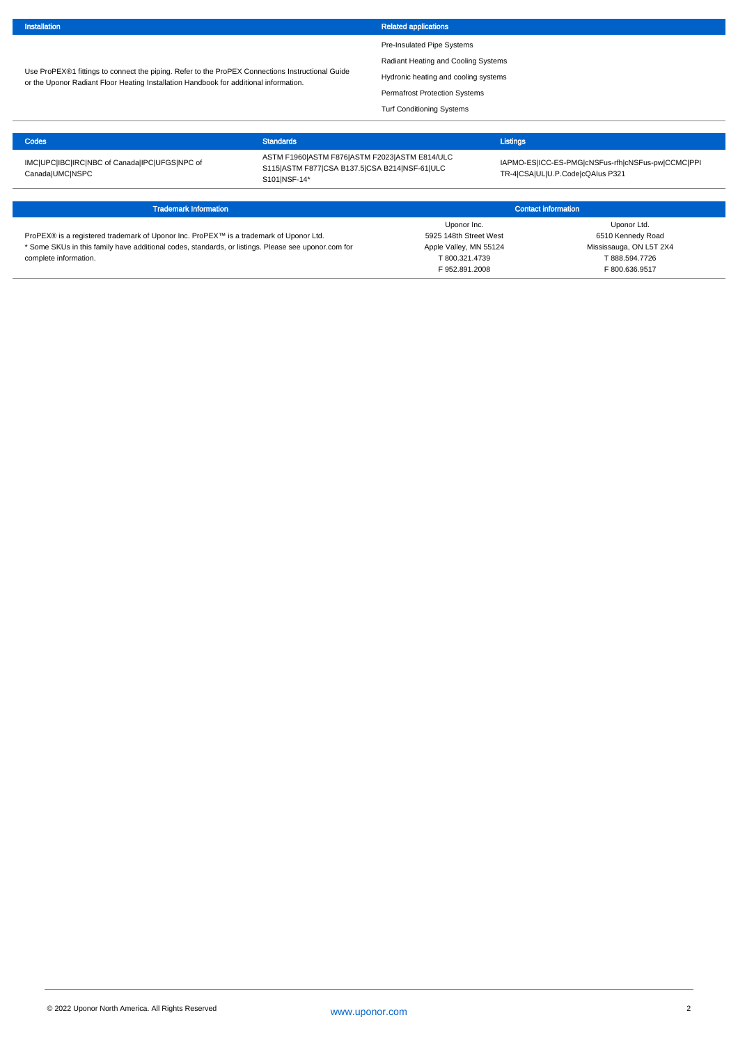## Installation

Use ProPEX®1 fittings to connect the piping. Refer to the ProPEX Connections Instructional Guide or the Uponor Radiant Floor Heating Installation Handbook for additional information.

## Related applications

Pre-Insulated Pipe Systems

Radiant Heating and Cooling Systems

Hydronic heating and cooling systems

Permafrost Protection Systems

Turf Conditioning Systems

| Codes | Standards | Listings |
|---|---|---|
| IMC\|UPC\|IBC\|IRC\|NBC of Canada\|IPC\|UFGS\|NPC of Canada\|UMC\|NSPC | ASTM F1960\|ASTM F876\|ASTM F2023\|ASTM E814/ULC S115\|ASTM F877\|CSA B137.5\|CSA B214\|NSF-61\|ULC S101\|NSF-14* | IAPMO-ES\|ICC-ES-PMG\|cNSFus-rfh\|cNSFus-pw\|CCMC\|PPI TR-4\|CSA\|UL\|U.P.Code\|cQAIus P321 |

## Trademark Information

ProPEX® is a registered trademark of Uponor Inc. ProPEX™ is a trademark of Uponor Ltd.

* Some SKUs in this family have additional codes, standards, or listings. Please see uponor.com for complete information.

## Contact information

| Uponor Inc. | Uponor Ltd. |
|---|---|
| 5925 148th Street West | 6510 Kennedy Road |
| Apple Valley, MN 55124 | Mississauga, ON L5T 2X4 |
| T 800.321.4739 | T 888.594.7726 |
| F 952.891.2008 | F 800.636.9517 |

© 2022 Uponor North America. All Rights Reserved

www.uponor.com